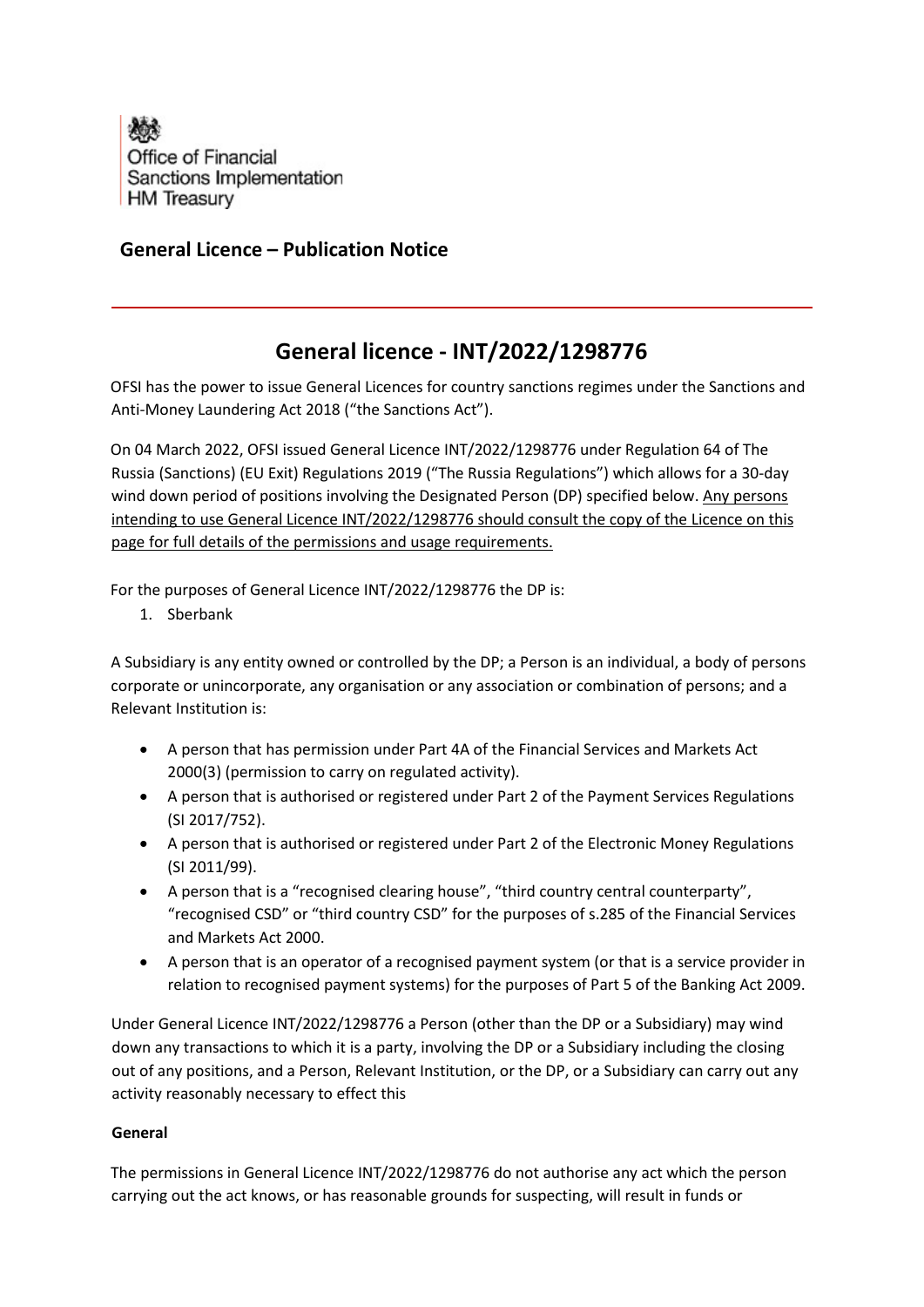Office of Financial Sanctions Implementation
HM Treasury

## General Licence – Publication Notice

# General licence - INT/2022/1298776

OFSI has the power to issue General Licences for country sanctions regimes under the Sanctions and Anti-Money Laundering Act 2018 ("the Sanctions Act").

On 04 March 2022, OFSI issued General Licence INT/2022/1298776 under Regulation 64 of The Russia (Sanctions) (EU Exit) Regulations 2019 ("The Russia Regulations") which allows for a 30-day wind down period of positions involving the Designated Person (DP) specified below. Any persons intending to use General Licence INT/2022/1298776 should consult the copy of the Licence on this page for full details of the permissions and usage requirements.

For the purposes of General Licence INT/2022/1298776 the DP is:

1. Sberbank

A Subsidiary is any entity owned or controlled by the DP; a Person is an individual, a body of persons corporate or unincorporate, any organisation or any association or combination of persons; and a Relevant Institution is:

- A person that has permission under Part 4A of the Financial Services and Markets Act 2000(3) (permission to carry on regulated activity).
- A person that is authorised or registered under Part 2 of the Payment Services Regulations (SI 2017/752).
- A person that is authorised or registered under Part 2 of the Electronic Money Regulations (SI 2011/99).
- A person that is a "recognised clearing house", "third country central counterparty", "recognised CSD" or "third country CSD" for the purposes of s.285 of the Financial Services and Markets Act 2000.
- A person that is an operator of a recognised payment system (or that is a service provider in relation to recognised payment systems) for the purposes of Part 5 of the Banking Act 2009.

Under General Licence INT/2022/1298776 a Person (other than the DP or a Subsidiary) may wind down any transactions to which it is a party, involving the DP or a Subsidiary including the closing out of any positions, and a Person, Relevant Institution, or the DP, or a Subsidiary can carry out any activity reasonably necessary to effect this

### General

The permissions in General Licence INT/2022/1298776 do not authorise any act which the person carrying out the act knows, or has reasonable grounds for suspecting, will result in funds or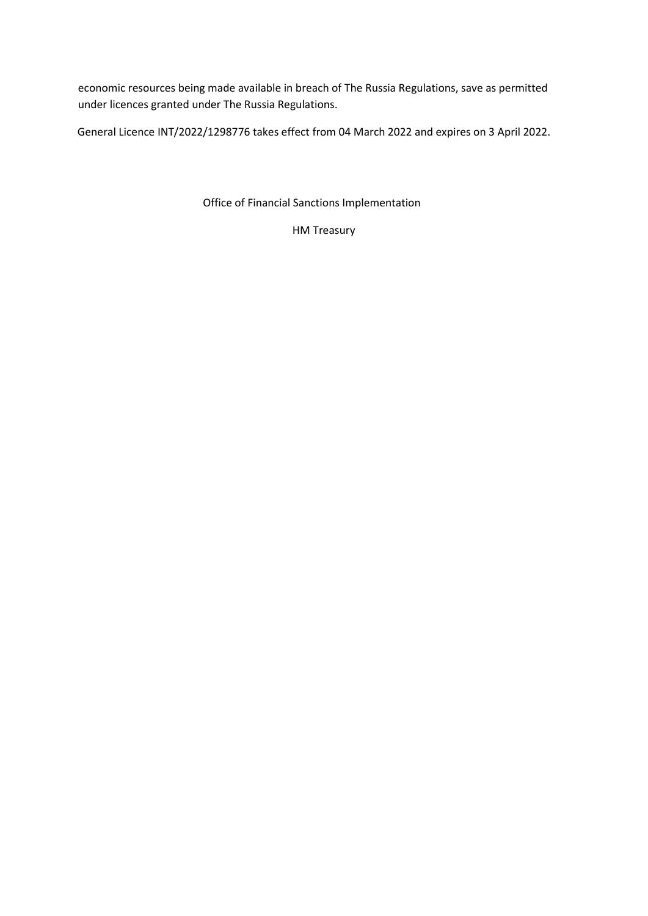economic resources being made available in breach of The Russia Regulations, save as permitted under licences granted under The Russia Regulations.

General Licence INT/2022/1298776 takes effect from 04 March 2022 and expires on 3 April 2022.

Office of Financial Sanctions Implementation

HM Treasury